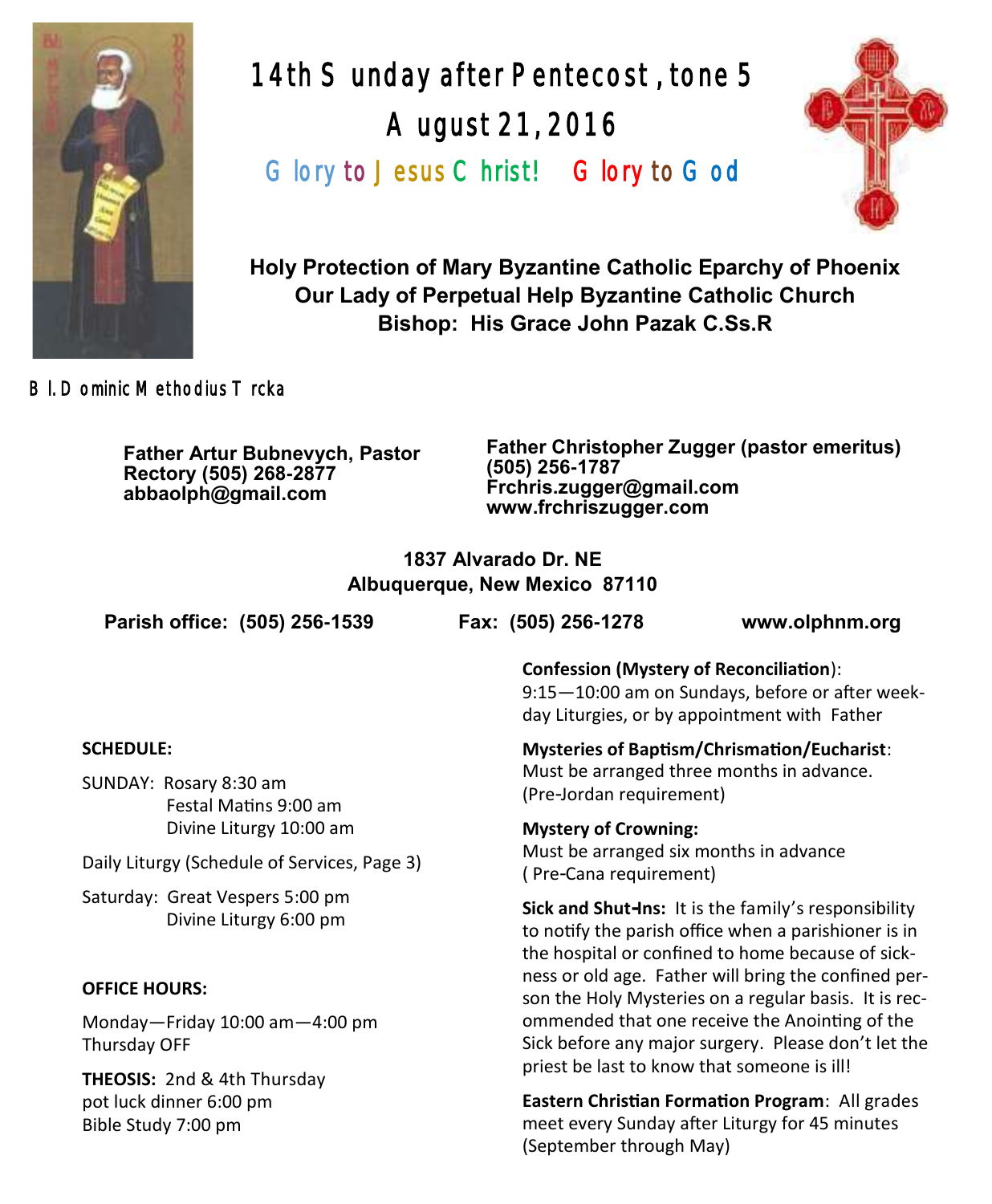# 14th Sunday after Pentecost, tone 5

## August 21, 2016

Glory to Jesus Christ! Glory to God

**Holy Protection of Mary Byzantine Catholic Eparchy of Phoenix**
**Our Lady of Perpetual Help Byzantine Catholic Church**
**Bishop: His Grace John Pazak C.Ss.R**

Bl. Dominic Methodius Trcka

**Father Artur Bubnevych, Pastor**
**Rectory (505) 268-2877**
**abbaolph@gmail.com**

**Father Christopher Zugger (pastor emeritus)**
**(505) 256-1787**
**Frchris.zugger@gmail.com**
**www.frchriszugger.com**

**1837 Alvarado Dr. NE**
**Albuquerque, New Mexico 87110**

**Parish office: (505) 256-1539** **Fax: (505) 256-1278** **www.olphnm.org**

**SCHEDULE:**

SUNDAY: Rosary 8:30 am
Festal Matins 9:00 am
Divine Liturgy 10:00 am

Daily Liturgy (Schedule of Services, Page 3)

Saturday: Great Vespers 5:00 pm
Divine Liturgy 6:00 pm

**OFFICE HOURS:**

Monday—Friday 10:00 am—4:00 pm
Thursday OFF

**THEOSIS:** 2nd & 4th Thursday
pot luck dinner 6:00 pm
Bible Study 7:00 pm

**Confession (Mystery of Reconciliation)**:
9:15—10:00 am on Sundays, before or after weekday Liturgies, or by appointment with Father

**Mysteries of Baptism/Chrismation/Eucharist**:
Must be arranged three months in advance. (Pre-Jordan requirement)

**Mystery of Crowning:**
Must be arranged six months in advance ( Pre-Cana requirement)

**Sick and Shut-Ins:** It is the family's responsibility to notify the parish office when a parishioner is in the hospital or confined to home because of sickness or old age. Father will bring the confined person the Holy Mysteries on a regular basis. It is recommended that one receive the Anointing of the Sick before any major surgery. Please don't let the priest be last to know that someone is ill!

**Eastern Christian Formation Program**: All grades meet every Sunday after Liturgy for 45 minutes (September through May)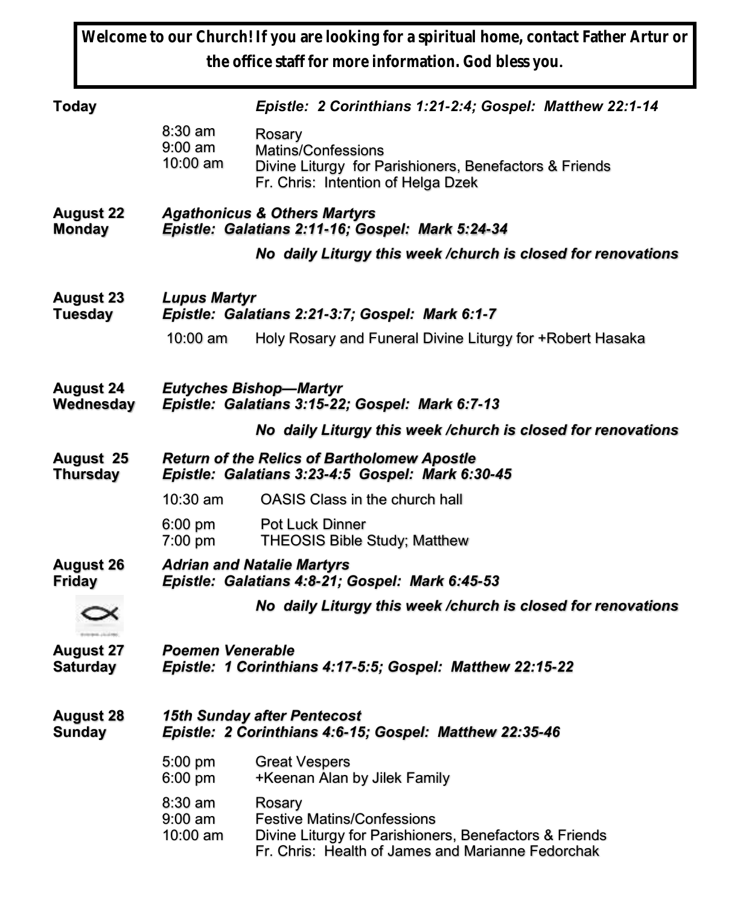**Welcome to our Church! If you are looking for a spiritual home, contact Father Artur or the office staff for more information. God bless you.**

**Today** — *Epistle: 2 Corinthians 1:21-2:4; Gospel: Matthew 22:1-14*

| | |
|---|---|
| 8:30 am | Rosary |
| 9:00 am | Matins/Confessions |
| 10:00 am | Divine Liturgy for Parishioners, Benefactors & Friends<br>Fr. Chris: Intention of Helga Dzek |

**August 22 Monday** — *Agathonicus & Others Martyrs*
*Epistle: Galatians 2:11-16; Gospel: Mark 5:24-34*

***No daily Liturgy this week /church is closed for renovations***

**August 23 Tuesday** — *Lupus Martyr*
*Epistle: Galatians 2:21-3:7; Gospel: Mark 6:1-7*

| | |
|---|---|
| 10:00 am | Holy Rosary and Funeral Divine Liturgy for +Robert Hasaka |

**August 24 Wednesday** — *Eutyches Bishop—Martyr*
*Epistle: Galatians 3:15-22; Gospel: Mark 6:7-13*

***No daily Liturgy this week /church is closed for renovations***

**August 25 Thursday** — *Return of the Relics of Bartholomew Apostle*
*Epistle: Galatians 3:23-4:5 Gospel: Mark 6:30-45*

| | |
|---|---|
| 10:30 am | OASIS Class in the church hall |
| 6:00 pm | Pot Luck Dinner |
| 7:00 pm | THEOSIS Bible Study; Matthew |

**August 26 Friday** — *Adrian and Natalie Martyrs*
*Epistle: Galatians 4:8-21; Gospel: Mark 6:45-53*

***No daily Liturgy this week /church is closed for renovations***

**August 27 Saturday** — *Poemen Venerable*
*Epistle: 1 Corinthians 4:17-5:5; Gospel: Matthew 22:15-22*

**August 28 Sunday** — *15th Sunday after Pentecost*
*Epistle: 2 Corinthians 4:6-15; Gospel: Matthew 22:35-46*

| | |
|---|---|
| 5:00 pm | Great Vespers |
| 6:00 pm | +Keenan Alan by Jilek Family |
| 8:30 am | Rosary |
| 9:00 am | Festive Matins/Confessions |
| 10:00 am | Divine Liturgy for Parishioners, Benefactors & Friends<br>Fr. Chris: Health of James and Marianne Fedorchak |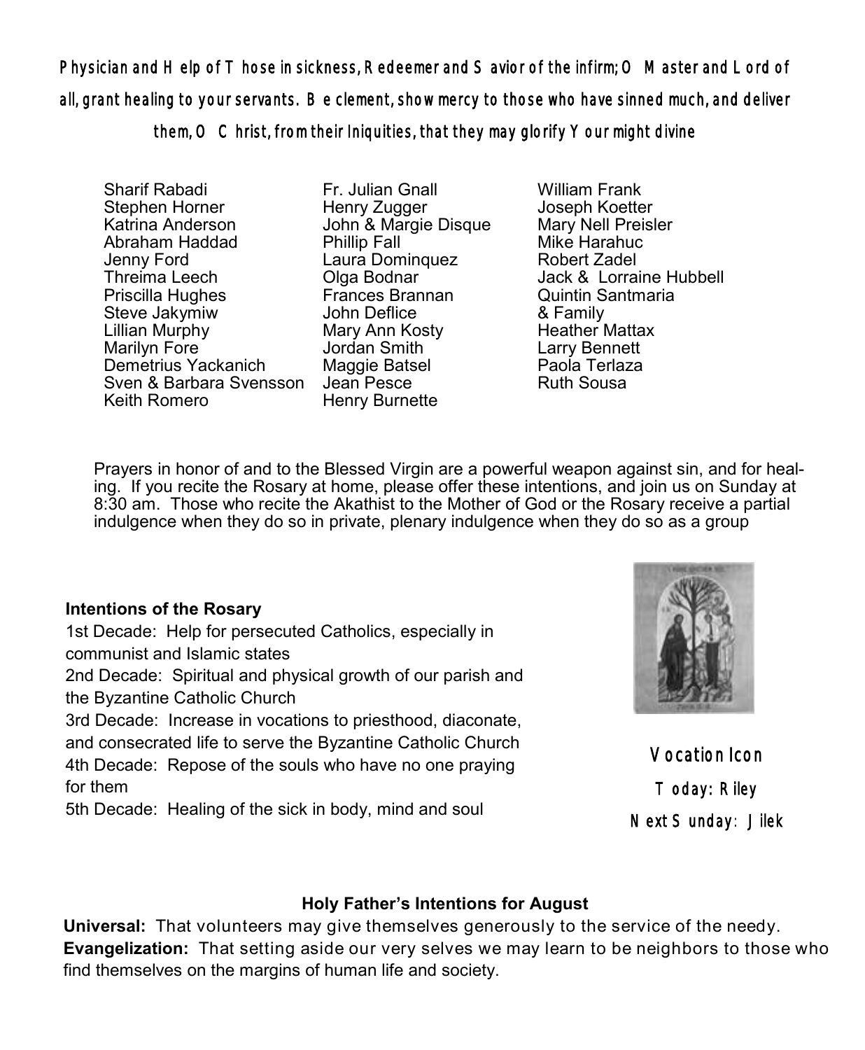**Physician and Help of Those in sickness, Redeemer and Savior of the infirm; O Master and Lord of all, grant healing to your servants. Be clement, show mercy to those who have sinned much, and deliver them, O Christ, from their Iniquities, that they may glorify Your might divine**

Sharif Rabadi
Stephen Horner
Katrina Anderson
Abraham Haddad
Jenny Ford
Threima Leech
Priscilla Hughes
Steve Jakymiw
Lillian Murphy
Marilyn Fore
Demetrius Yackanich
Sven & Barbara Svensson
Keith Romero
Fr. Julian Gnall
Henry Zugger
John & Margie Disque
Phillip Fall
Laura Dominquez
Olga Bodnar
Frances Brannan
John Deflice
Mary Ann Kosty
Jordan Smith
Maggie Batsel
Jean Pesce
Henry Burnette
William Frank
Joseph Koetter
Mary Nell Preisler
Mike Harahuc
Robert Zadel
Jack & Lorraine Hubbell
Quintin Santmaria
& Family
Heather Mattax
Larry Bennett
Paola Terlaza
Ruth Sousa

Prayers in honor of and to the Blessed Virgin are a powerful weapon against sin, and for healing. If you recite the Rosary at home, please offer these intentions, and join us on Sunday at 8:30 am. Those who recite the Akathist to the Mother of God or the Rosary receive a partial indulgence when they do so in private, plenary indulgence when they do so as a group

**Intentions of the Rosary**

1st Decade: Help for persecuted Catholics, especially in communist and Islamic states
2nd Decade: Spiritual and physical growth of our parish and the Byzantine Catholic Church
3rd Decade: Increase in vocations to priesthood, diaconate, and consecrated life to serve the Byzantine Catholic Church
4th Decade: Repose of the souls who have no one praying for them
5th Decade: Healing of the sick in body, mind and soul

Vocation Icon
Today: Riley
Next Sunday: Jilek

**Holy Father's Intentions for August**

**Universal:** That volunteers may give themselves generously to the service of the needy.
**Evangelization:** That setting aside our very selves we may learn to be neighbors to those who find themselves on the margins of human life and society.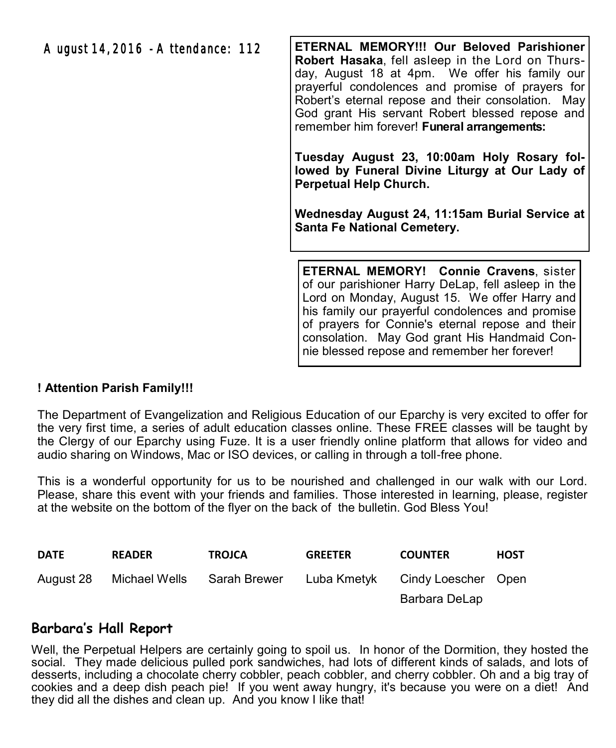August 14, 2016 - Attendance: 112

**ETERNAL MEMORY!!! Our Beloved Parishioner Robert Hasaka**, fell asleep in the Lord on Thursday, August 18 at 4pm. We offer his family our prayerful condolences and promise of prayers for Robert's eternal repose and their consolation. May God grant His servant Robert blessed repose and remember him forever! **Funeral arrangements:**

**Tuesday August 23, 10:00am Holy Rosary followed by Funeral Divine Liturgy at Our Lady of Perpetual Help Church.**

**Wednesday August 24, 11:15am Burial Service at Santa Fe National Cemetery.**

**ETERNAL MEMORY! Connie Cravens**, sister of our parishioner Harry DeLap, fell asleep in the Lord on Monday, August 15. We offer Harry and his family our prayerful condolences and promise of prayers for Connie's eternal repose and their consolation. May God grant His Handmaid Connie blessed repose and remember her forever!

**! Attention Parish Family!!!**

The Department of Evangelization and Religious Education of our Eparchy is very excited to offer for the very first time, a series of adult education classes online. These FREE classes will be taught by the Clergy of our Eparchy using Fuze. It is a user friendly online platform that allows for video and audio sharing on Windows, Mac or ISO devices, or calling in through a toll-free phone.

This is a wonderful opportunity for us to be nourished and challenged in our walk with our Lord. Please, share this event with your friends and families. Those interested in learning, please, register at the website on the bottom of the flyer on the back of the bulletin. God Bless You!

| DATE | READER | TROJCA | GREETER | COUNTER | HOST |
|---|---|---|---|---|---|
| August 28 | Michael Wells | Sarah Brewer | Luba Kmetyk | Cindy Loescher<br>Barbara DeLap | Open |

## Barbara's Hall Report

Well, the Perpetual Helpers are certainly going to spoil us. In honor of the Dormition, they hosted the social. They made delicious pulled pork sandwiches, had lots of different kinds of salads, and lots of desserts, including a chocolate cherry cobbler, peach cobbler, and cherry cobbler. Oh and a big tray of cookies and a deep dish peach pie! If you went away hungry, it's because you were on a diet! And they did all the dishes and clean up. And you know I like that!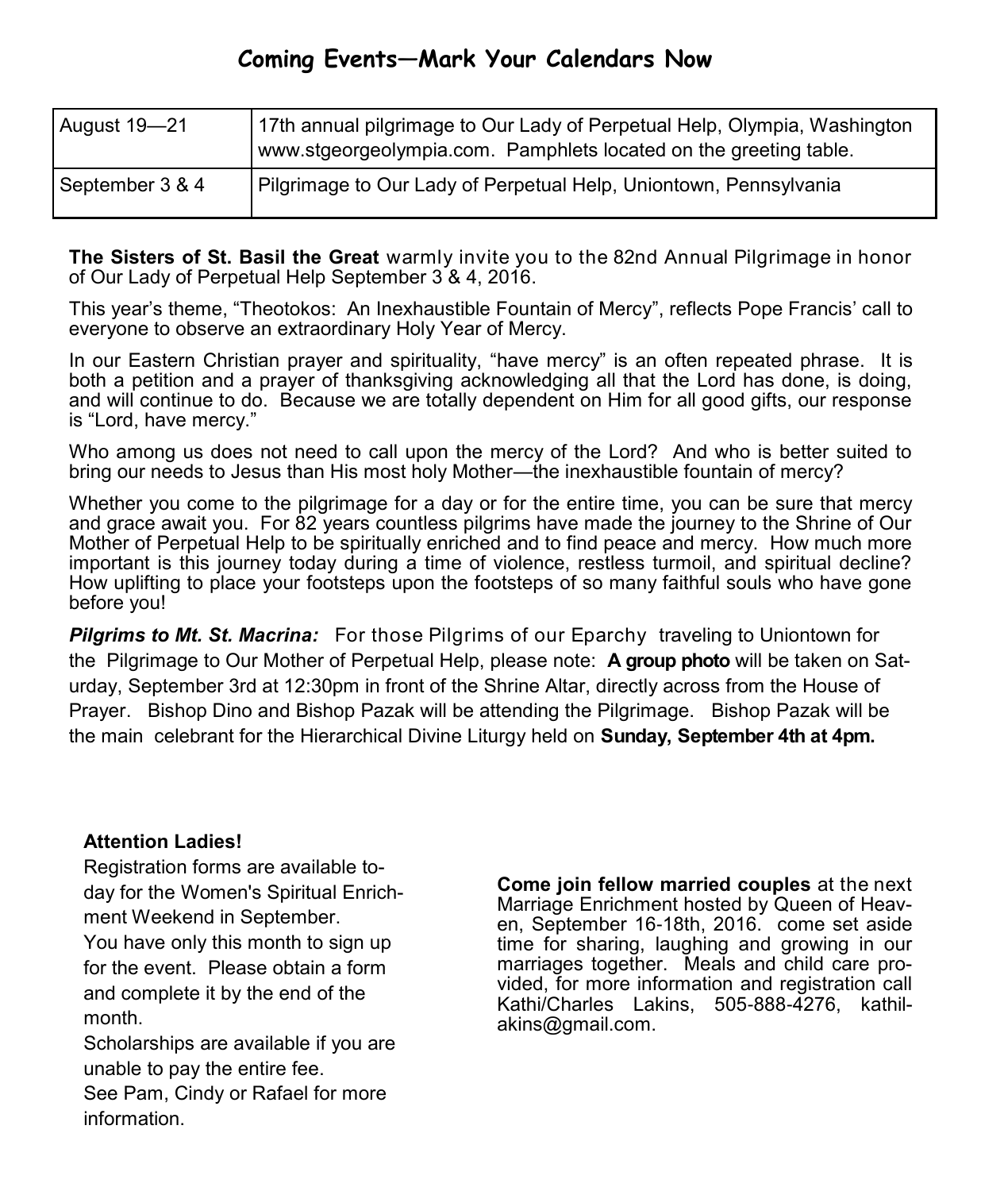## Coming Events—Mark Your Calendars Now

| | |
|---|---|
| August 19—21 | 17th annual pilgrimage to Our Lady of Perpetual Help, Olympia, Washington www.stgeorgeolympia.com. Pamphlets located on the greeting table. |
| September 3 & 4 | Pilgrimage to Our Lady of Perpetual Help, Uniontown, Pennsylvania |

**The Sisters of St. Basil the Great** warmly invite you to the 82nd Annual Pilgrimage in honor of Our Lady of Perpetual Help September 3 & 4, 2016.

This year's theme, "Theotokos: An Inexhaustible Fountain of Mercy", reflects Pope Francis' call to everyone to observe an extraordinary Holy Year of Mercy.

In our Eastern Christian prayer and spirituality, "have mercy" is an often repeated phrase. It is both a petition and a prayer of thanksgiving acknowledging all that the Lord has done, is doing, and will continue to do. Because we are totally dependent on Him for all good gifts, our response is "Lord, have mercy."

Who among us does not need to call upon the mercy of the Lord? And who is better suited to bring our needs to Jesus than His most holy Mother—the inexhaustible fountain of mercy?

Whether you come to the pilgrimage for a day or for the entire time, you can be sure that mercy and grace await you. For 82 years countless pilgrims have made the journey to the Shrine of Our Mother of Perpetual Help to be spiritually enriched and to find peace and mercy. How much more important is this journey today during a time of violence, restless turmoil, and spiritual decline? How uplifting to place your footsteps upon the footsteps of so many faithful souls who have gone before you!

***Pilgrims to Mt. St. Macrina:*** For those Pilgrims of our Eparchy traveling to Uniontown for the Pilgrimage to Our Mother of Perpetual Help, please note: **A group photo** will be taken on Saturday, September 3rd at 12:30pm in front of the Shrine Altar, directly across from the House of Prayer. Bishop Dino and Bishop Pazak will be attending the Pilgrimage. Bishop Pazak will be the main celebrant for the Hierarchical Divine Liturgy held on **Sunday, September 4th at 4pm.**

**Attention Ladies!**

Registration forms are available today for the Women's Spiritual Enrichment Weekend in September.

You have only this month to sign up for the event. Please obtain a form and complete it by the end of the month.

Scholarships are available if you are unable to pay the entire fee.

See Pam, Cindy or Rafael for more information.

**Come join fellow married couples** at the next Marriage Enrichment hosted by Queen of Heaven, September 16-18th, 2016. come set aside time for sharing, laughing and growing in our marriages together. Meals and child care provided, for more information and registration call Kathi/Charles Lakins, 505-888-4276, kathilakins@gmail.com.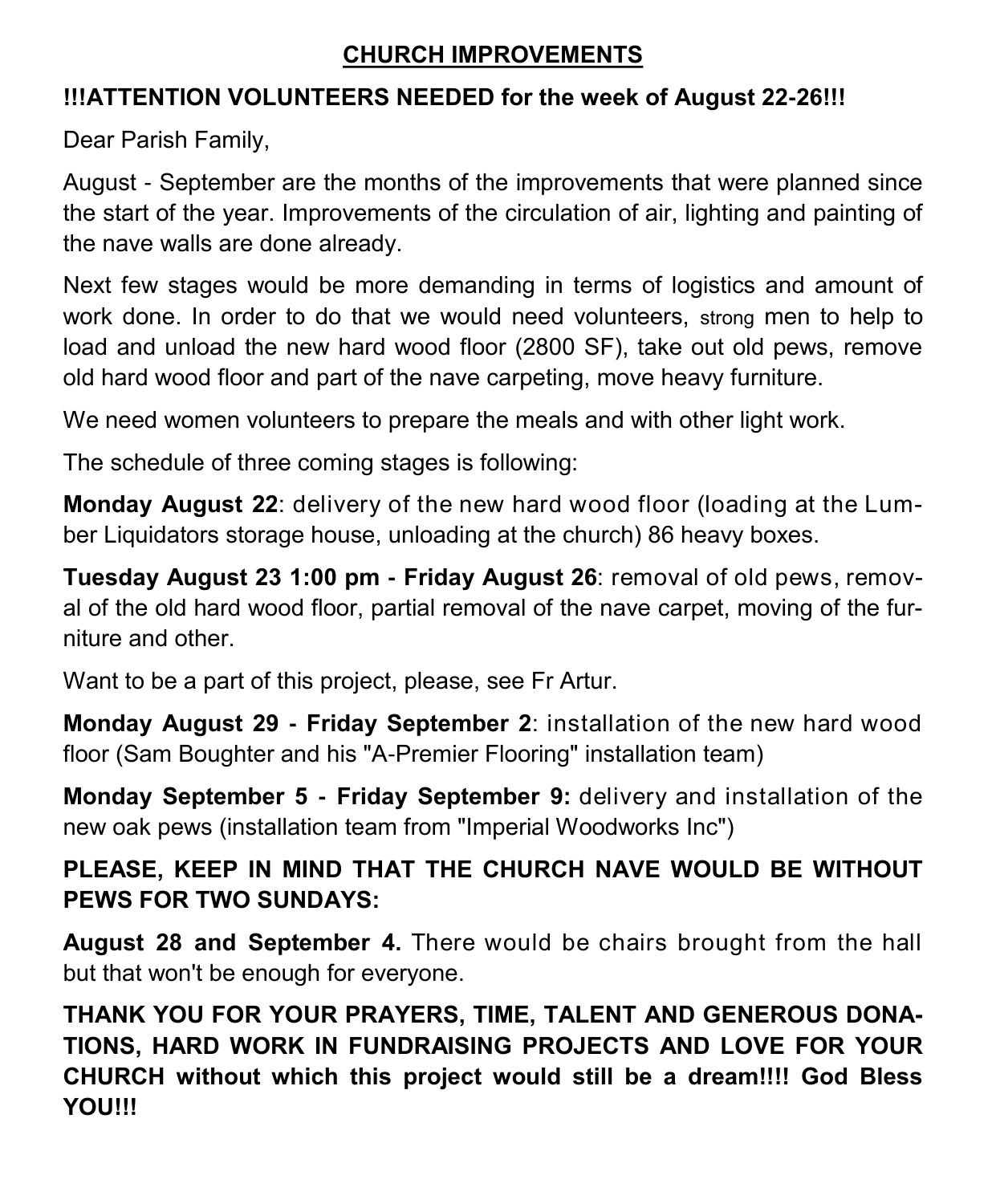## CHURCH IMPROVEMENTS

**!!!ATTENTION VOLUNTEERS NEEDED for the week of August 22-26!!!**

Dear Parish Family,

August - September are the months of the improvements that were planned since the start of the year. Improvements of the circulation of air, lighting and painting of the nave walls are done already.

Next few stages would be more demanding in terms of logistics and amount of work done. In order to do that we would need volunteers, strong men to help to load and unload the new hard wood floor (2800 SF), take out old pews, remove old hard wood floor and part of the nave carpeting, move heavy furniture.

We need women volunteers to prepare the meals and with other light work.

The schedule of three coming stages is following:

**Monday August 22**: delivery of the new hard wood floor (loading at the Lumber Liquidators storage house, unloading at the church) 86 heavy boxes.

**Tuesday August 23 1:00 pm - Friday August 26**: removal of old pews, removal of the old hard wood floor, partial removal of the nave carpet, moving of the furniture and other.

Want to be a part of this project, please, see Fr Artur.

**Monday August 29 - Friday September 2**: installation of the new hard wood floor (Sam Boughter and his "A-Premier Flooring" installation team)

**Monday September 5 - Friday September 9:** delivery and installation of the new oak pews (installation team from "Imperial Woodworks Inc")

**PLEASE, KEEP IN MIND THAT THE CHURCH NAVE WOULD BE WITHOUT PEWS FOR TWO SUNDAYS:**

**August 28 and September 4.** There would be chairs brought from the hall but that won't be enough for everyone.

**THANK YOU FOR YOUR PRAYERS, TIME, TALENT AND GENEROUS DONATIONS, HARD WORK IN FUNDRAISING PROJECTS AND LOVE FOR YOUR CHURCH without which this project would still be a dream!!!! God Bless YOU!!!**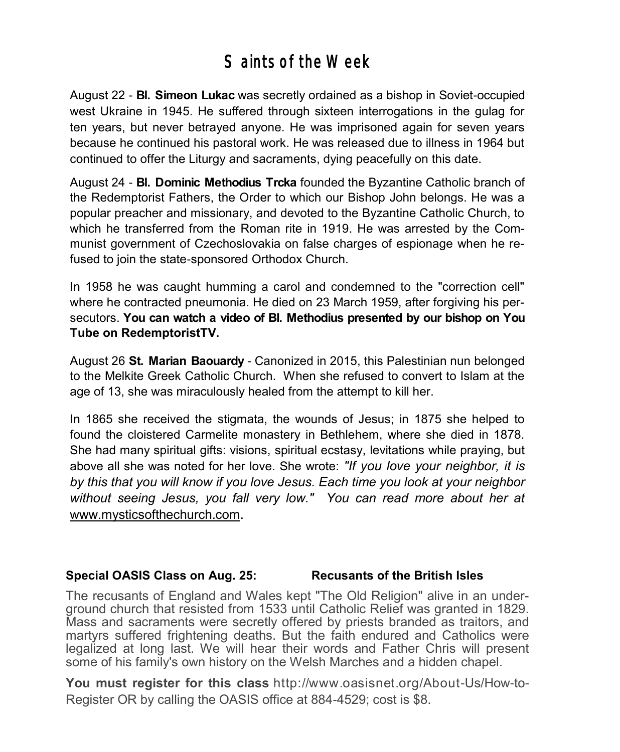# Saints of the Week

August 22 - **Bl. Simeon Lukac** was secretly ordained as a bishop in Soviet-occupied west Ukraine in 1945. He suffered through sixteen interrogations in the gulag for ten years, but never betrayed anyone. He was imprisoned again for seven years because he continued his pastoral work. He was released due to illness in 1964 but continued to offer the Liturgy and sacraments, dying peacefully on this date.

August 24 - **Bl. Dominic Methodius Trcka** founded the Byzantine Catholic branch of the Redemptorist Fathers, the Order to which our Bishop John belongs. He was a popular preacher and missionary, and devoted to the Byzantine Catholic Church, to which he transferred from the Roman rite in 1919. He was arrested by the Communist government of Czechoslovakia on false charges of espionage when he refused to join the state-sponsored Orthodox Church.

In 1958 he was caught humming a carol and condemned to the "correction cell" where he contracted pneumonia. He died on 23 March 1959, after forgiving his persecutors. **You can watch a video of Bl. Methodius presented by our bishop on You Tube on RedemptoristTV.**

August 26 **St. Marian Baouardy** - Canonized in 2015, this Palestinian nun belonged to the Melkite Greek Catholic Church. When she refused to convert to Islam at the age of 13, she was miraculously healed from the attempt to kill her.

In 1865 she received the stigmata, the wounds of Jesus; in 1875 she helped to found the cloistered Carmelite monastery in Bethlehem, where she died in 1878. She had many spiritual gifts: visions, spiritual ecstasy, levitations while praying, but above all she was noted for her love. She wrote: *"If you love your neighbor, it is by this that you will know if you love Jesus. Each time you look at your neighbor without seeing Jesus, you fall very low." You can read more about her at* www.mysticsofthechurch.com.

**Special OASIS Class on Aug. 25: Recusants of the British Isles**

The recusants of England and Wales kept "The Old Religion" alive in an underground church that resisted from 1533 until Catholic Relief was granted in 1829. Mass and sacraments were secretly offered by priests branded as traitors, and martyrs suffered frightening deaths. But the faith endured and Catholics were legalized at long last. We will hear their words and Father Chris will present some of his family's own history on the Welsh Marches and a hidden chapel.

**You must register for this class** http://www.oasisnet.org/About-Us/How-to-Register OR by calling the OASIS office at 884-4529; cost is $8.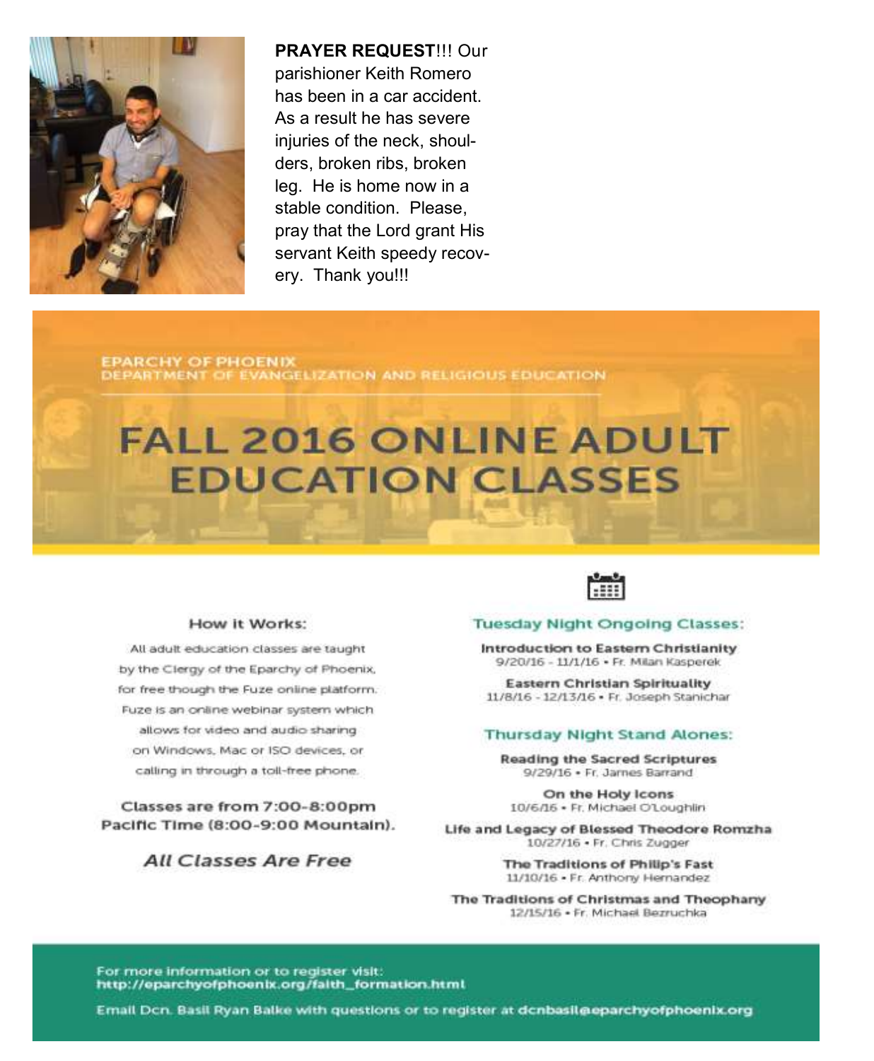**PRAYER REQUEST**!!! Our parishioner Keith Romero has been in a car accident. As a result he has severe injuries of the neck, shoulders, broken ribs, broken leg. He is home now in a stable condition. Please, pray that the Lord grant His servant Keith speedy recovery. Thank you!!!

EPARCHY OF PHOENIX
DEPARTMENT OF EVANGELIZATION AND RELIGIOUS EDUCATION

# FALL 2016 ONLINE ADULT EDUCATION CLASSES

### How it Works:

All adult education classes are taught by the Clergy of the Eparchy of Phoenix, for free though the Fuze online platform. Fuze is an online webinar system which allows for video and audio sharing on Windows, Mac or ISO devices, or calling in through a toll-free phone.

**Classes are from 7:00-8:00pm Pacific Time (8:00-9:00 Mountain).**

***All Classes Are Free***

### Tuesday Night Ongoing Classes:

**Introduction to Eastern Christianity**
9/20/16 - 11/1/16 • Fr. Milan Kasperek

**Eastern Christian Spirituality**
11/8/16 - 12/13/16 • Fr. Joseph Stanichar

### Thursday Night Stand Alones:

**Reading the Sacred Scriptures**
9/29/16 • Fr. James Barrand

**On the Holy Icons**
10/6/16 • Fr. Michael O'Loughlin

**Life and Legacy of Blessed Theodore Romzha**
10/27/16 • Fr. Chris Zugger

**The Traditions of Philip's Fast**
11/10/16 • Fr. Anthony Hernandez

**The Traditions of Christmas and Theophany**
12/15/16 • Fr. Michael Bezruchka

For more information or to register visit:
**http://eparchyofphoenix.org/faith_formation.html**

Email Dcn. Basil Ryan Balke with questions or to register at **dcnbasil@eparchyofphoenix.org**